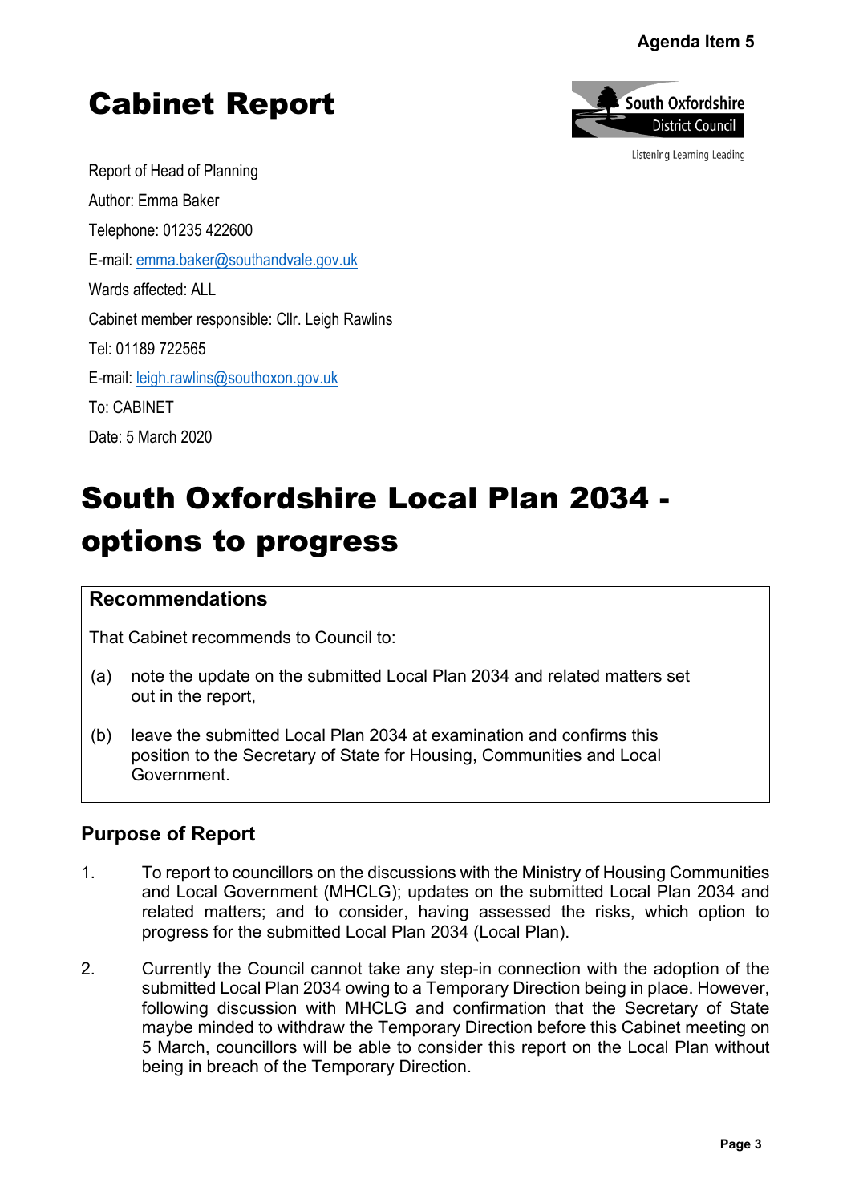Agenda Item 5

# Cabinet Report

South Oxfordshire District Council

Listening Learning Leading

Report of Head of Planning

Author: Emma Baker

Telephone: 01235 422600

E-mail: emma.baker@southandvale.gov.uk

Wards affected: ALL

Cabinet member responsible: Cllr. Leigh Rawlins

Tel: 01189 722565

E-mail: leigh.rawlins@southoxon.gov.uk

To: CABINET

Date: 5 March 2020

# South Oxfordshire Local Plan 2034 - options to progress

## Recommendations

That Cabinet recommends to Council to:

(a) note the update on the submitted Local Plan 2034 and related matters set out in the report,

(b) leave the submitted Local Plan 2034 at examination and confirms this position to the Secretary of State for Housing, Communities and Local Government.

## Purpose of Report

1. To report to councillors on the discussions with the Ministry of Housing Communities and Local Government (MHCLG); updates on the submitted Local Plan 2034 and related matters; and to consider, having assessed the risks, which option to progress for the submitted Local Plan 2034 (Local Plan).

2. Currently the Council cannot take any step-in connection with the adoption of the submitted Local Plan 2034 owing to a Temporary Direction being in place. However, following discussion with MHCLG and confirmation that the Secretary of State maybe minded to withdraw the Temporary Direction before this Cabinet meeting on 5 March, councillors will be able to consider this report on the Local Plan without being in breach of the Temporary Direction.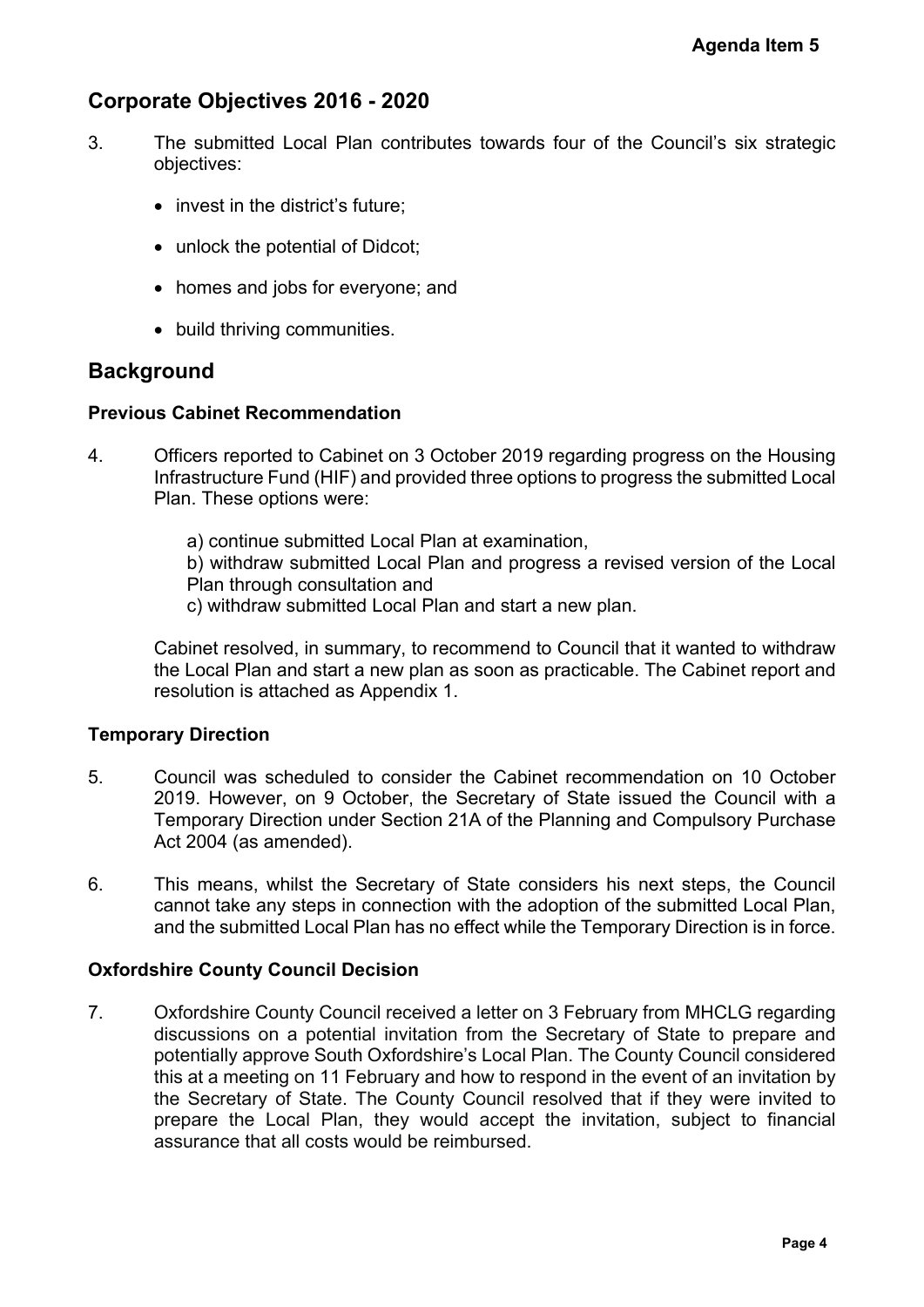## Corporate Objectives 2016 - 2020

3. The submitted Local Plan contributes towards four of the Council's six strategic objectives:

   - invest in the district's future;
   - unlock the potential of Didcot;
   - homes and jobs for everyone; and
   - build thriving communities.

## Background

### Previous Cabinet Recommendation

4. Officers reported to Cabinet on 3 October 2019 regarding progress on the Housing Infrastructure Fund (HIF) and provided three options to progress the submitted Local Plan. These options were:

   a) continue submitted Local Plan at examination,
   b) withdraw submitted Local Plan and progress a revised version of the Local Plan through consultation and
   c) withdraw submitted Local Plan and start a new plan.

   Cabinet resolved, in summary, to recommend to Council that it wanted to withdraw the Local Plan and start a new plan as soon as practicable. The Cabinet report and resolution is attached as Appendix 1.

### Temporary Direction

5. Council was scheduled to consider the Cabinet recommendation on 10 October 2019. However, on 9 October, the Secretary of State issued the Council with a Temporary Direction under Section 21A of the Planning and Compulsory Purchase Act 2004 (as amended).

6. This means, whilst the Secretary of State considers his next steps, the Council cannot take any steps in connection with the adoption of the submitted Local Plan, and the submitted Local Plan has no effect while the Temporary Direction is in force.

### Oxfordshire County Council Decision

7. Oxfordshire County Council received a letter on 3 February from MHCLG regarding discussions on a potential invitation from the Secretary of State to prepare and potentially approve South Oxfordshire's Local Plan. The County Council considered this at a meeting on 11 February and how to respond in the event of an invitation by the Secretary of State. The County Council resolved that if they were invited to prepare the Local Plan, they would accept the invitation, subject to financial assurance that all costs would be reimbursed.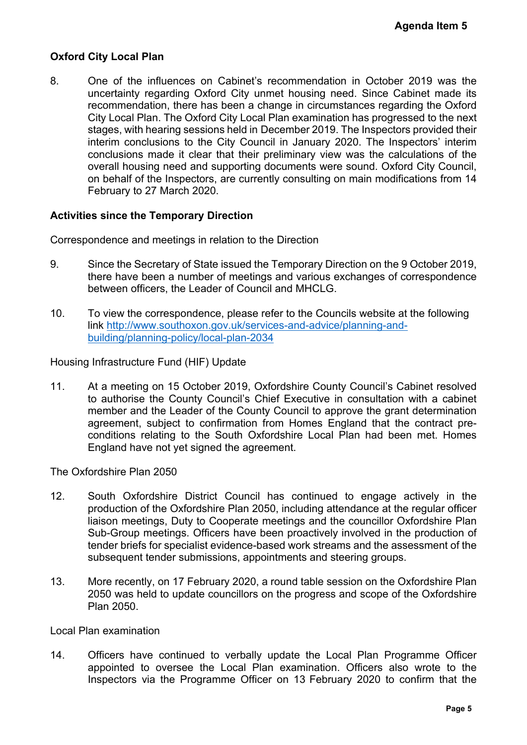**Oxford City Local Plan**

8. One of the influences on Cabinet's recommendation in October 2019 was the uncertainty regarding Oxford City unmet housing need. Since Cabinet made its recommendation, there has been a change in circumstances regarding the Oxford City Local Plan. The Oxford City Local Plan examination has progressed to the next stages, with hearing sessions held in December 2019. The Inspectors provided their interim conclusions to the City Council in January 2020. The Inspectors' interim conclusions made it clear that their preliminary view was the calculations of the overall housing need and supporting documents were sound. Oxford City Council, on behalf of the Inspectors, are currently consulting on main modifications from 14 February to 27 March 2020.

**Activities since the Temporary Direction**

Correspondence and meetings in relation to the Direction

9. Since the Secretary of State issued the Temporary Direction on the 9 October 2019, there have been a number of meetings and various exchanges of correspondence between officers, the Leader of Council and MHCLG.

10. To view the correspondence, please refer to the Councils website at the following link [http://www.southoxon.gov.uk/services-and-advice/planning-and-building/planning-policy/local-plan-2034](http://www.southoxon.gov.uk/services-and-advice/planning-and-building/planning-policy/local-plan-2034)

Housing Infrastructure Fund (HIF) Update

11. At a meeting on 15 October 2019, Oxfordshire County Council's Cabinet resolved to authorise the County Council's Chief Executive in consultation with a cabinet member and the Leader of the County Council to approve the grant determination agreement, subject to confirmation from Homes England that the contract pre-conditions relating to the South Oxfordshire Local Plan had been met. Homes England have not yet signed the agreement.

The Oxfordshire Plan 2050

12. South Oxfordshire District Council has continued to engage actively in the production of the Oxfordshire Plan 2050, including attendance at the regular officer liaison meetings, Duty to Cooperate meetings and the councillor Oxfordshire Plan Sub-Group meetings. Officers have been proactively involved in the production of tender briefs for specialist evidence-based work streams and the assessment of the subsequent tender submissions, appointments and steering groups.

13. More recently, on 17 February 2020, a round table session on the Oxfordshire Plan 2050 was held to update councillors on the progress and scope of the Oxfordshire Plan 2050.

Local Plan examination

14. Officers have continued to verbally update the Local Plan Programme Officer appointed to oversee the Local Plan examination. Officers also wrote to the Inspectors via the Programme Officer on 13 February 2020 to confirm that the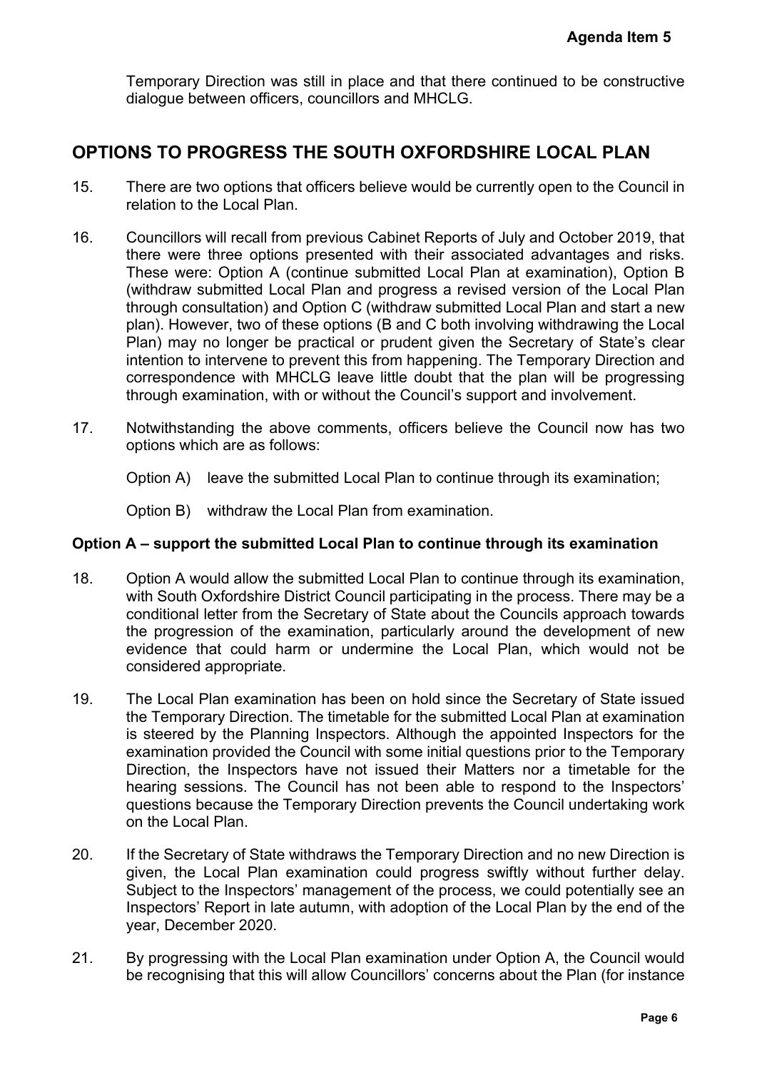Temporary Direction was still in place and that there continued to be constructive dialogue between officers, councillors and MHCLG.

# OPTIONS TO PROGRESS THE SOUTH OXFORDSHIRE LOCAL PLAN

15. There are two options that officers believe would be currently open to the Council in relation to the Local Plan.

16. Councillors will recall from previous Cabinet Reports of July and October 2019, that there were three options presented with their associated advantages and risks. These were: Option A (continue submitted Local Plan at examination), Option B (withdraw submitted Local Plan and progress a revised version of the Local Plan through consultation) and Option C (withdraw submitted Local Plan and start a new plan). However, two of these options (B and C both involving withdrawing the Local Plan) may no longer be practical or prudent given the Secretary of State's clear intention to intervene to prevent this from happening. The Temporary Direction and correspondence with MHCLG leave little doubt that the plan will be progressing through examination, with or without the Council's support and involvement.

17. Notwithstanding the above comments, officers believe the Council now has two options which are as follows:

    Option A) leave the submitted Local Plan to continue through its examination;

    Option B) withdraw the Local Plan from examination.

### Option A – support the submitted Local Plan to continue through its examination

18. Option A would allow the submitted Local Plan to continue through its examination, with South Oxfordshire District Council participating in the process. There may be a conditional letter from the Secretary of State about the Councils approach towards the progression of the examination, particularly around the development of new evidence that could harm or undermine the Local Plan, which would not be considered appropriate.

19. The Local Plan examination has been on hold since the Secretary of State issued the Temporary Direction. The timetable for the submitted Local Plan at examination is steered by the Planning Inspectors. Although the appointed Inspectors for the examination provided the Council with some initial questions prior to the Temporary Direction, the Inspectors have not issued their Matters nor a timetable for the hearing sessions. The Council has not been able to respond to the Inspectors' questions because the Temporary Direction prevents the Council undertaking work on the Local Plan.

20. If the Secretary of State withdraws the Temporary Direction and no new Direction is given, the Local Plan examination could progress swiftly without further delay. Subject to the Inspectors' management of the process, we could potentially see an Inspectors' Report in late autumn, with adoption of the Local Plan by the end of the year, December 2020.

21. By progressing with the Local Plan examination under Option A, the Council would be recognising that this will allow Councillors' concerns about the Plan (for instance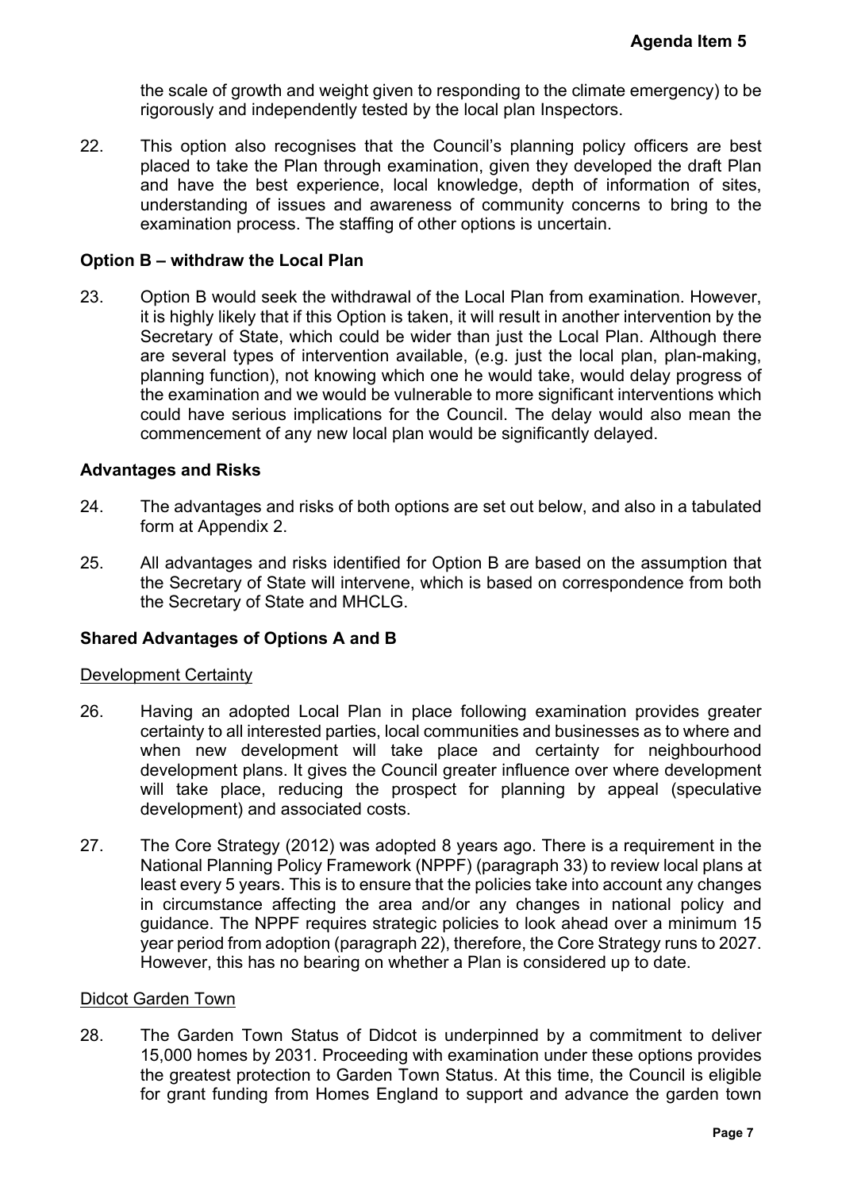the scale of growth and weight given to responding to the climate emergency) to be rigorously and independently tested by the local plan Inspectors.

22. This option also recognises that the Council's planning policy officers are best placed to take the Plan through examination, given they developed the draft Plan and have the best experience, local knowledge, depth of information of sites, understanding of issues and awareness of community concerns to bring to the examination process. The staffing of other options is uncertain.

**Option B – withdraw the Local Plan**

23. Option B would seek the withdrawal of the Local Plan from examination. However, it is highly likely that if this Option is taken, it will result in another intervention by the Secretary of State, which could be wider than just the Local Plan. Although there are several types of intervention available, (e.g. just the local plan, plan-making, planning function), not knowing which one he would take, would delay progress of the examination and we would be vulnerable to more significant interventions which could have serious implications for the Council. The delay would also mean the commencement of any new local plan would be significantly delayed.

**Advantages and Risks**

24. The advantages and risks of both options are set out below, and also in a tabulated form at Appendix 2.

25. All advantages and risks identified for Option B are based on the assumption that the Secretary of State will intervene, which is based on correspondence from both the Secretary of State and MHCLG.

**Shared Advantages of Options A and B**

Development Certainty

26. Having an adopted Local Plan in place following examination provides greater certainty to all interested parties, local communities and businesses as to where and when new development will take place and certainty for neighbourhood development plans. It gives the Council greater influence over where development will take place, reducing the prospect for planning by appeal (speculative development) and associated costs.

27. The Core Strategy (2012) was adopted 8 years ago. There is a requirement in the National Planning Policy Framework (NPPF) (paragraph 33) to review local plans at least every 5 years. This is to ensure that the policies take into account any changes in circumstance affecting the area and/or any changes in national policy and guidance. The NPPF requires strategic policies to look ahead over a minimum 15 year period from adoption (paragraph 22), therefore, the Core Strategy runs to 2027. However, this has no bearing on whether a Plan is considered up to date.

Didcot Garden Town

28. The Garden Town Status of Didcot is underpinned by a commitment to deliver 15,000 homes by 2031. Proceeding with examination under these options provides the greatest protection to Garden Town Status. At this time, the Council is eligible for grant funding from Homes England to support and advance the garden town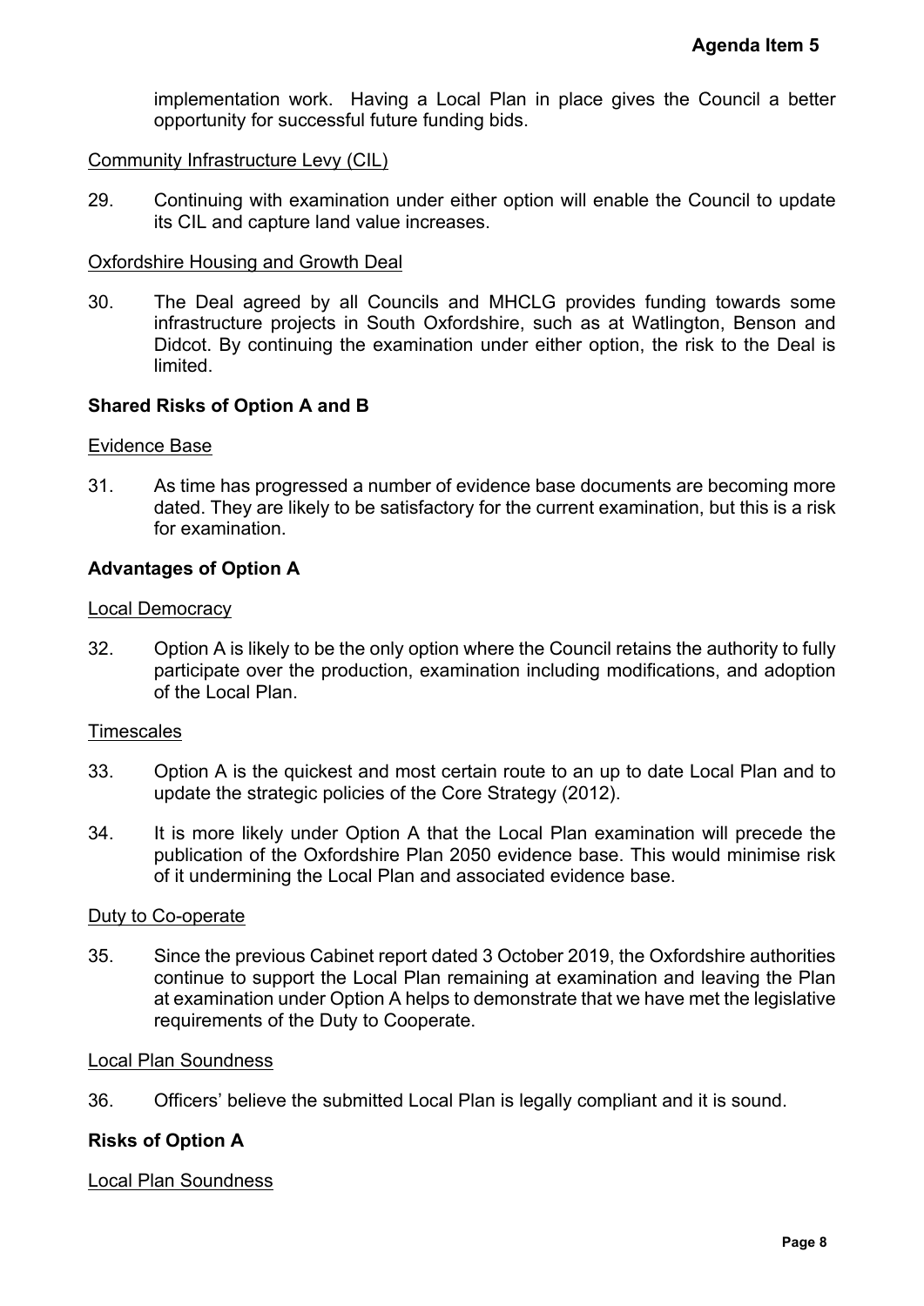implementation work. Having a Local Plan in place gives the Council a better opportunity for successful future funding bids.

Community Infrastructure Levy (CIL)

29. Continuing with examination under either option will enable the Council to update its CIL and capture land value increases.

Oxfordshire Housing and Growth Deal

30. The Deal agreed by all Councils and MHCLG provides funding towards some infrastructure projects in South Oxfordshire, such as at Watlington, Benson and Didcot. By continuing the examination under either option, the risk to the Deal is limited.

**Shared Risks of Option A and B**

Evidence Base

31. As time has progressed a number of evidence base documents are becoming more dated. They are likely to be satisfactory for the current examination, but this is a risk for examination.

**Advantages of Option A**

Local Democracy

32. Option A is likely to be the only option where the Council retains the authority to fully participate over the production, examination including modifications, and adoption of the Local Plan.

Timescales

33. Option A is the quickest and most certain route to an up to date Local Plan and to update the strategic policies of the Core Strategy (2012).

34. It is more likely under Option A that the Local Plan examination will precede the publication of the Oxfordshire Plan 2050 evidence base. This would minimise risk of it undermining the Local Plan and associated evidence base.

Duty to Co-operate

35. Since the previous Cabinet report dated 3 October 2019, the Oxfordshire authorities continue to support the Local Plan remaining at examination and leaving the Plan at examination under Option A helps to demonstrate that we have met the legislative requirements of the Duty to Cooperate.

Local Plan Soundness

36. Officers' believe the submitted Local Plan is legally compliant and it is sound.

**Risks of Option A**

Local Plan Soundness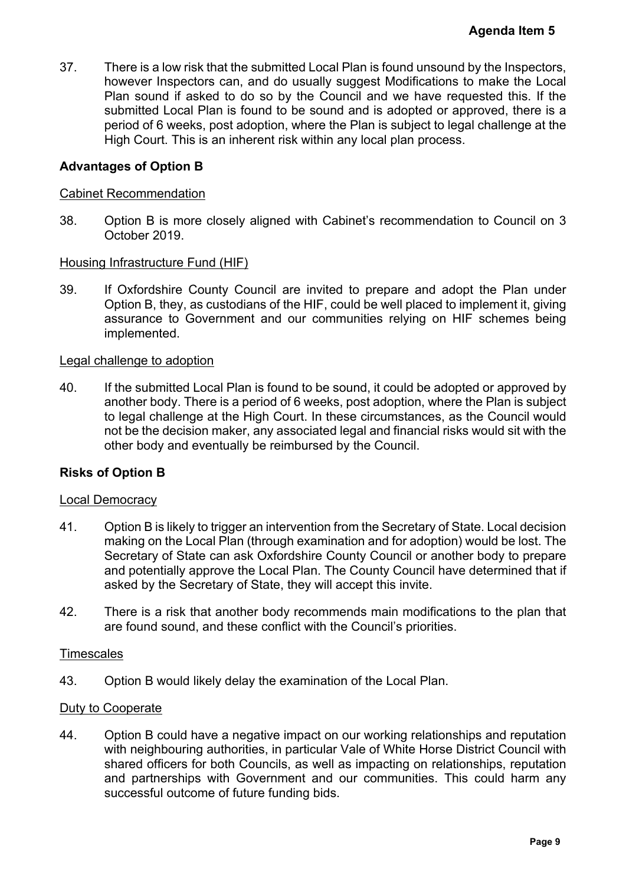37. There is a low risk that the submitted Local Plan is found unsound by the Inspectors, however Inspectors can, and do usually suggest Modifications to make the Local Plan sound if asked to do so by the Council and we have requested this. If the submitted Local Plan is found to be sound and is adopted or approved, there is a period of 6 weeks, post adoption, where the Plan is subject to legal challenge at the High Court. This is an inherent risk within any local plan process.

**Advantages of Option B**

Cabinet Recommendation

38. Option B is more closely aligned with Cabinet's recommendation to Council on 3 October 2019.

Housing Infrastructure Fund (HIF)

39. If Oxfordshire County Council are invited to prepare and adopt the Plan under Option B, they, as custodians of the HIF, could be well placed to implement it, giving assurance to Government and our communities relying on HIF schemes being implemented.

Legal challenge to adoption

40. If the submitted Local Plan is found to be sound, it could be adopted or approved by another body. There is a period of 6 weeks, post adoption, where the Plan is subject to legal challenge at the High Court. In these circumstances, as the Council would not be the decision maker, any associated legal and financial risks would sit with the other body and eventually be reimbursed by the Council.

**Risks of Option B**

Local Democracy

41. Option B is likely to trigger an intervention from the Secretary of State. Local decision making on the Local Plan (through examination and for adoption) would be lost. The Secretary of State can ask Oxfordshire County Council or another body to prepare and potentially approve the Local Plan. The County Council have determined that if asked by the Secretary of State, they will accept this invite.

42. There is a risk that another body recommends main modifications to the plan that are found sound, and these conflict with the Council's priorities.

Timescales

43. Option B would likely delay the examination of the Local Plan.

Duty to Cooperate

44. Option B could have a negative impact on our working relationships and reputation with neighbouring authorities, in particular Vale of White Horse District Council with shared officers for both Councils, as well as impacting on relationships, reputation and partnerships with Government and our communities. This could harm any successful outcome of future funding bids.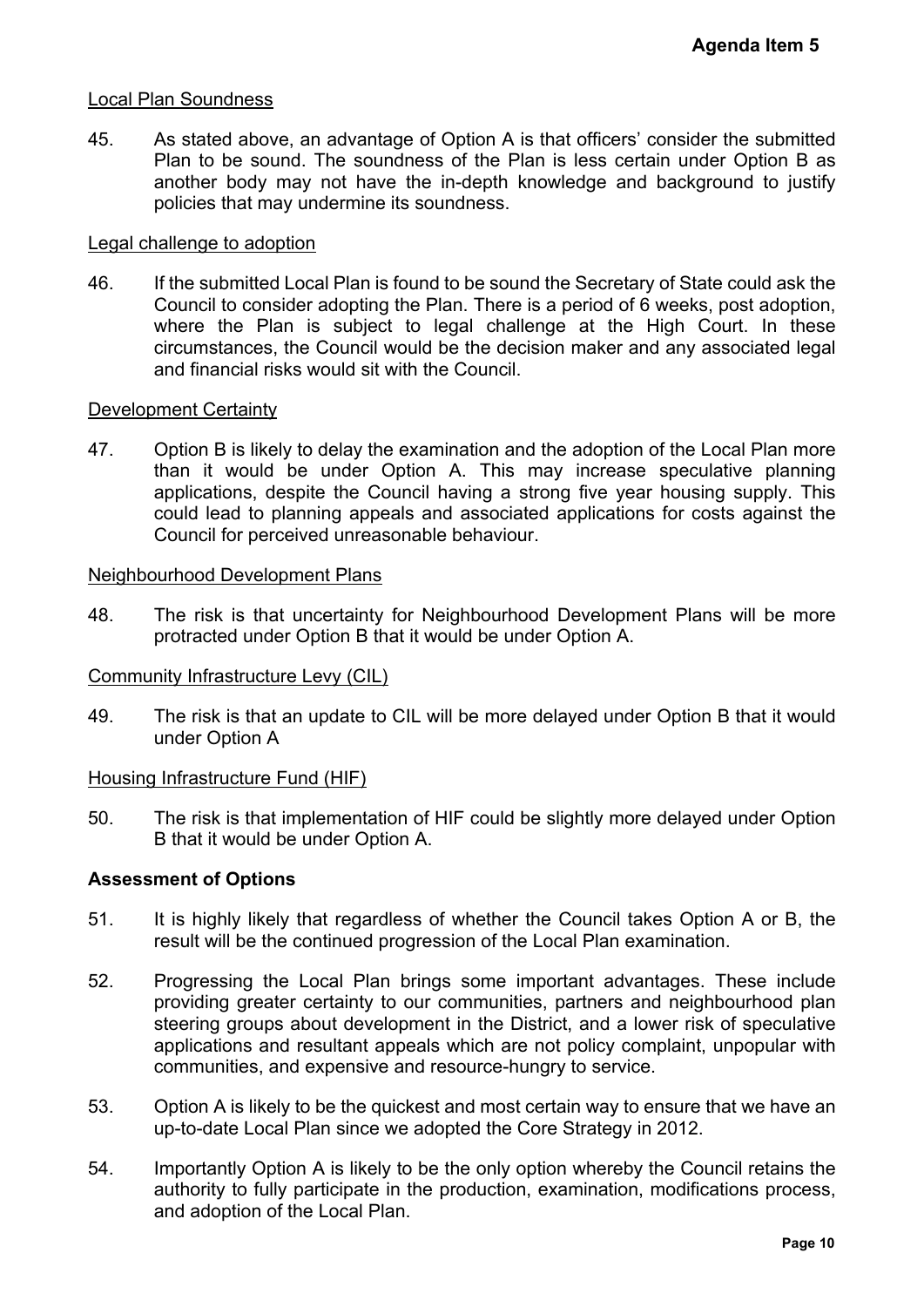Local Plan Soundness

45. As stated above, an advantage of Option A is that officers' consider the submitted Plan to be sound. The soundness of the Plan is less certain under Option B as another body may not have the in-depth knowledge and background to justify policies that may undermine its soundness.

Legal challenge to adoption

46. If the submitted Local Plan is found to be sound the Secretary of State could ask the Council to consider adopting the Plan. There is a period of 6 weeks, post adoption, where the Plan is subject to legal challenge at the High Court. In these circumstances, the Council would be the decision maker and any associated legal and financial risks would sit with the Council.

Development Certainty

47. Option B is likely to delay the examination and the adoption of the Local Plan more than it would be under Option A. This may increase speculative planning applications, despite the Council having a strong five year housing supply. This could lead to planning appeals and associated applications for costs against the Council for perceived unreasonable behaviour.

Neighbourhood Development Plans

48. The risk is that uncertainty for Neighbourhood Development Plans will be more protracted under Option B that it would be under Option A.

Community Infrastructure Levy (CIL)

49. The risk is that an update to CIL will be more delayed under Option B that it would under Option A

Housing Infrastructure Fund (HIF)

50. The risk is that implementation of HIF could be slightly more delayed under Option B that it would be under Option A.

**Assessment of Options**

51. It is highly likely that regardless of whether the Council takes Option A or B, the result will be the continued progression of the Local Plan examination.

52. Progressing the Local Plan brings some important advantages. These include providing greater certainty to our communities, partners and neighbourhood plan steering groups about development in the District, and a lower risk of speculative applications and resultant appeals which are not policy complaint, unpopular with communities, and expensive and resource-hungry to service.

53. Option A is likely to be the quickest and most certain way to ensure that we have an up-to-date Local Plan since we adopted the Core Strategy in 2012.

54. Importantly Option A is likely to be the only option whereby the Council retains the authority to fully participate in the production, examination, modifications process, and adoption of the Local Plan.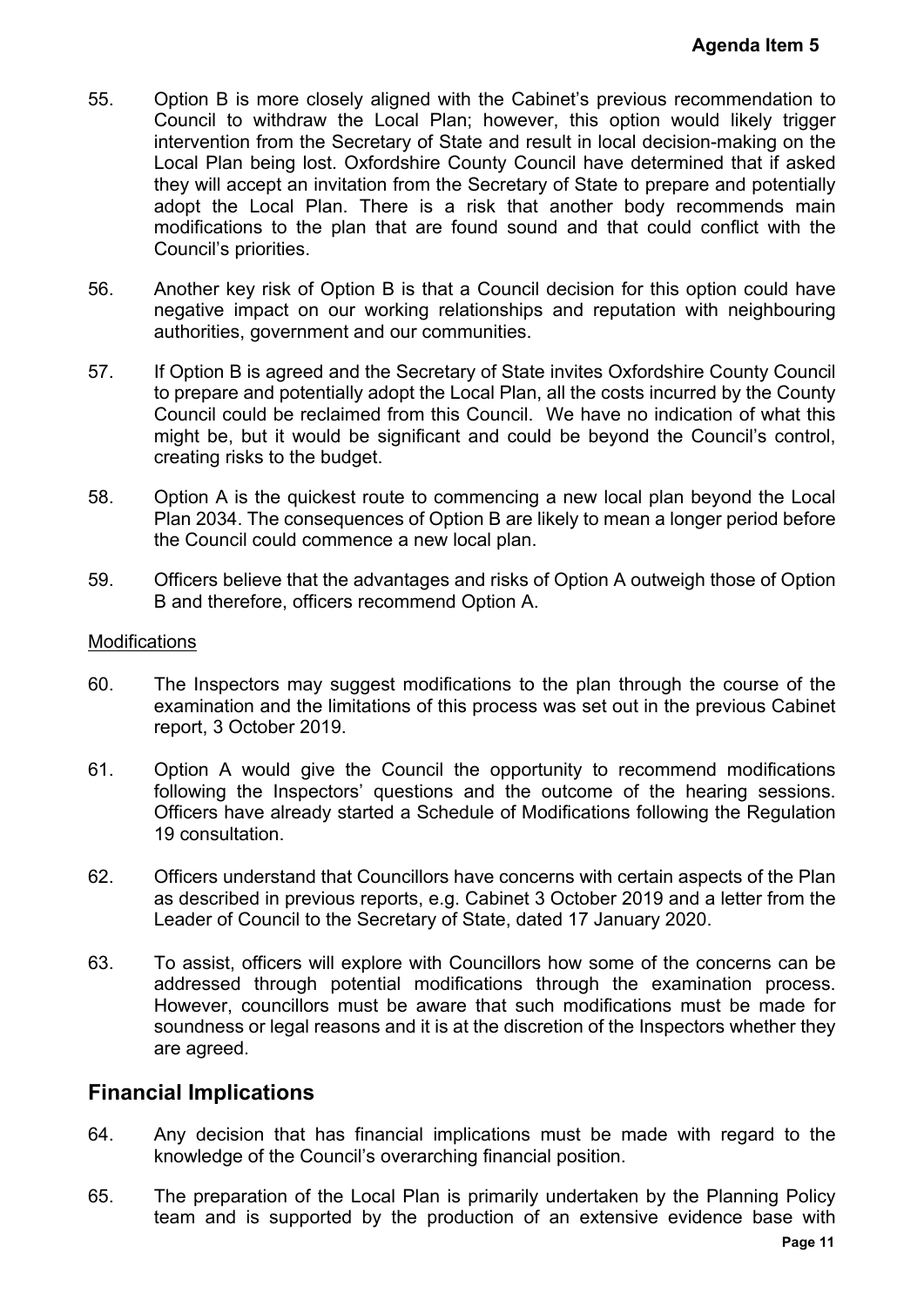55. Option B is more closely aligned with the Cabinet's previous recommendation to Council to withdraw the Local Plan; however, this option would likely trigger intervention from the Secretary of State and result in local decision-making on the Local Plan being lost. Oxfordshire County Council have determined that if asked they will accept an invitation from the Secretary of State to prepare and potentially adopt the Local Plan. There is a risk that another body recommends main modifications to the plan that are found sound and that could conflict with the Council's priorities.

56. Another key risk of Option B is that a Council decision for this option could have negative impact on our working relationships and reputation with neighbouring authorities, government and our communities.

57. If Option B is agreed and the Secretary of State invites Oxfordshire County Council to prepare and potentially adopt the Local Plan, all the costs incurred by the County Council could be reclaimed from this Council. We have no indication of what this might be, but it would be significant and could be beyond the Council's control, creating risks to the budget.

58. Option A is the quickest route to commencing a new local plan beyond the Local Plan 2034. The consequences of Option B are likely to mean a longer period before the Council could commence a new local plan.

59. Officers believe that the advantages and risks of Option A outweigh those of Option B and therefore, officers recommend Option A.

Modifications

60. The Inspectors may suggest modifications to the plan through the course of the examination and the limitations of this process was set out in the previous Cabinet report, 3 October 2019.

61. Option A would give the Council the opportunity to recommend modifications following the Inspectors' questions and the outcome of the hearing sessions. Officers have already started a Schedule of Modifications following the Regulation 19 consultation.

62. Officers understand that Councillors have concerns with certain aspects of the Plan as described in previous reports, e.g. Cabinet 3 October 2019 and a letter from the Leader of Council to the Secretary of State, dated 17 January 2020.

63. To assist, officers will explore with Councillors how some of the concerns can be addressed through potential modifications through the examination process. However, councillors must be aware that such modifications must be made for soundness or legal reasons and it is at the discretion of the Inspectors whether they are agreed.

## Financial Implications

64. Any decision that has financial implications must be made with regard to the knowledge of the Council's overarching financial position.

65. The preparation of the Local Plan is primarily undertaken by the Planning Policy team and is supported by the production of an extensive evidence base with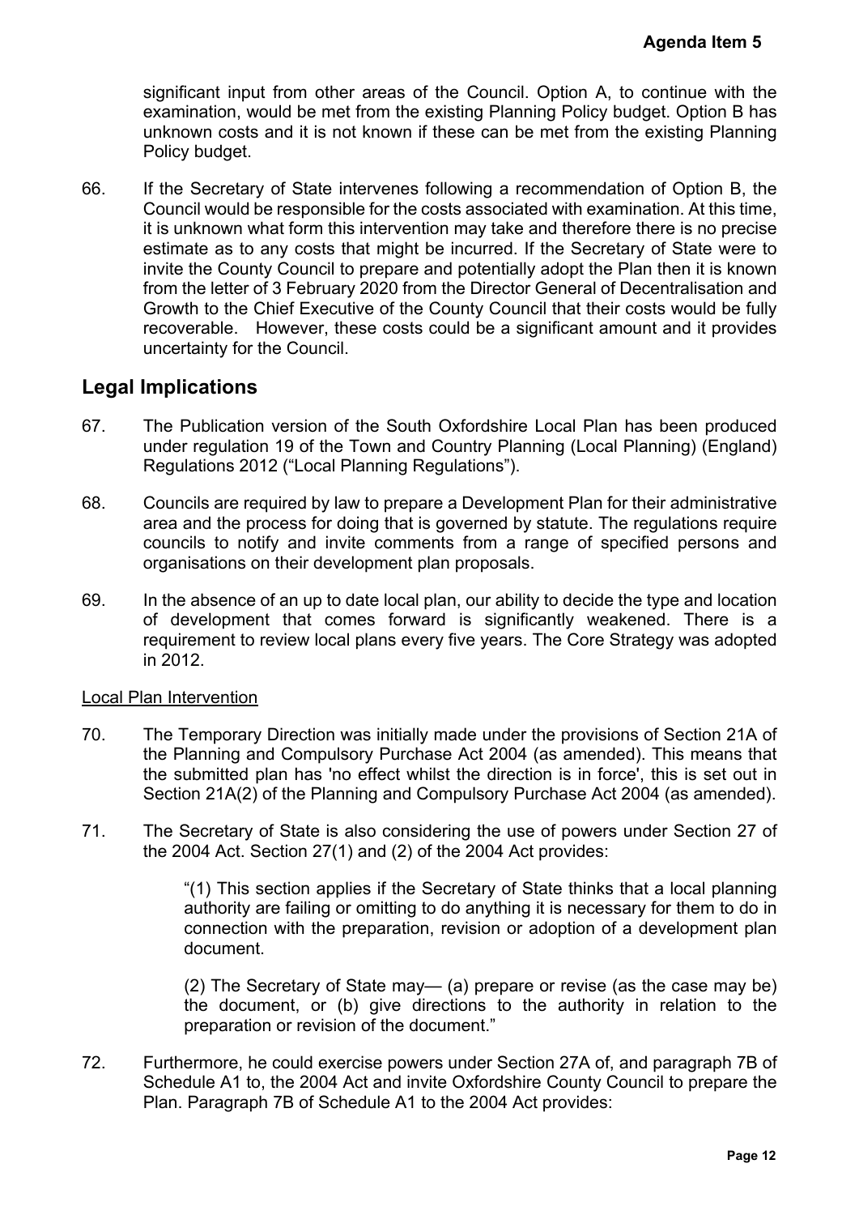significant input from other areas of the Council. Option A, to continue with the examination, would be met from the existing Planning Policy budget. Option B has unknown costs and it is not known if these can be met from the existing Planning Policy budget.

66. If the Secretary of State intervenes following a recommendation of Option B, the Council would be responsible for the costs associated with examination. At this time, it is unknown what form this intervention may take and therefore there is no precise estimate as to any costs that might be incurred. If the Secretary of State were to invite the County Council to prepare and potentially adopt the Plan then it is known from the letter of 3 February 2020 from the Director General of Decentralisation and Growth to the Chief Executive of the County Council that their costs would be fully recoverable. However, these costs could be a significant amount and it provides uncertainty for the Council.

## Legal Implications

67. The Publication version of the South Oxfordshire Local Plan has been produced under regulation 19 of the Town and Country Planning (Local Planning) (England) Regulations 2012 ("Local Planning Regulations").

68. Councils are required by law to prepare a Development Plan for their administrative area and the process for doing that is governed by statute. The regulations require councils to notify and invite comments from a range of specified persons and organisations on their development plan proposals.

69. In the absence of an up to date local plan, our ability to decide the type and location of development that comes forward is significantly weakened. There is a requirement to review local plans every five years. The Core Strategy was adopted in 2012.

Local Plan Intervention

70. The Temporary Direction was initially made under the provisions of Section 21A of the Planning and Compulsory Purchase Act 2004 (as amended). This means that the submitted plan has 'no effect whilst the direction is in force', this is set out in Section 21A(2) of the Planning and Compulsory Purchase Act 2004 (as amended).

71. The Secretary of State is also considering the use of powers under Section 27 of the 2004 Act. Section 27(1) and (2) of the 2004 Act provides:

> "(1) This section applies if the Secretary of State thinks that a local planning authority are failing or omitting to do anything it is necessary for them to do in connection with the preparation, revision or adoption of a development plan document.
>
> (2) The Secretary of State may— (a) prepare or revise (as the case may be) the document, or (b) give directions to the authority in relation to the preparation or revision of the document."

72. Furthermore, he could exercise powers under Section 27A of, and paragraph 7B of Schedule A1 to, the 2004 Act and invite Oxfordshire County Council to prepare the Plan. Paragraph 7B of Schedule A1 to the 2004 Act provides: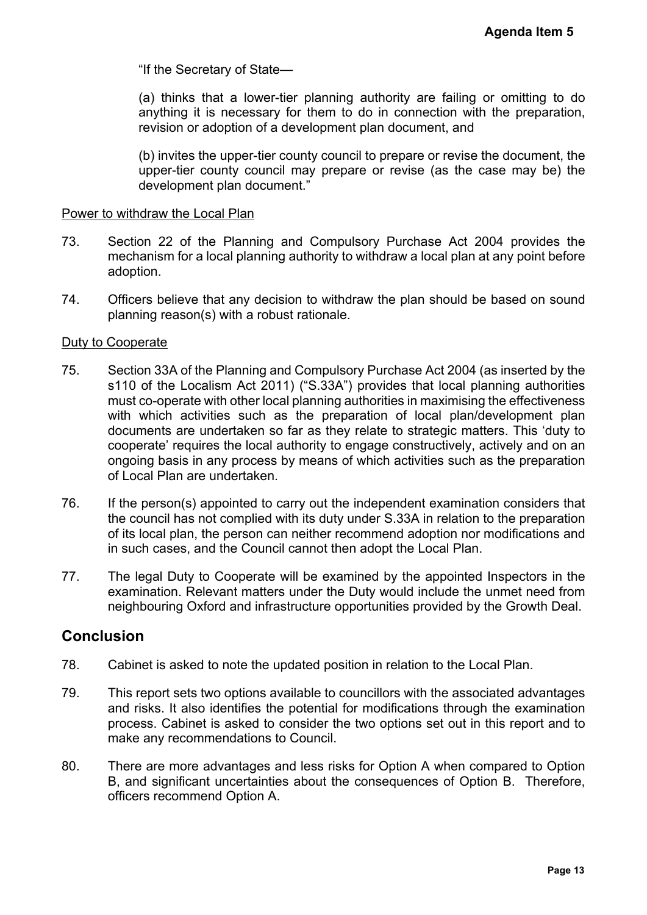"If the Secretary of State—

(a) thinks that a lower-tier planning authority are failing or omitting to do anything it is necessary for them to do in connection with the preparation, revision or adoption of a development plan document, and

(b) invites the upper-tier county council to prepare or revise the document, the upper-tier county council may prepare or revise (as the case may be) the development plan document."

Power to withdraw the Local Plan

73. Section 22 of the Planning and Compulsory Purchase Act 2004 provides the mechanism for a local planning authority to withdraw a local plan at any point before adoption.

74. Officers believe that any decision to withdraw the plan should be based on sound planning reason(s) with a robust rationale.

Duty to Cooperate

75. Section 33A of the Planning and Compulsory Purchase Act 2004 (as inserted by the s110 of the Localism Act 2011) ("S.33A") provides that local planning authorities must co-operate with other local planning authorities in maximising the effectiveness with which activities such as the preparation of local plan/development plan documents are undertaken so far as they relate to strategic matters. This 'duty to cooperate' requires the local authority to engage constructively, actively and on an ongoing basis in any process by means of which activities such as the preparation of Local Plan are undertaken.

76. If the person(s) appointed to carry out the independent examination considers that the council has not complied with its duty under S.33A in relation to the preparation of its local plan, the person can neither recommend adoption nor modifications and in such cases, and the Council cannot then adopt the Local Plan.

77. The legal Duty to Cooperate will be examined by the appointed Inspectors in the examination. Relevant matters under the Duty would include the unmet need from neighbouring Oxford and infrastructure opportunities provided by the Growth Deal.

## Conclusion

78. Cabinet is asked to note the updated position in relation to the Local Plan.

79. This report sets two options available to councillors with the associated advantages and risks. It also identifies the potential for modifications through the examination process. Cabinet is asked to consider the two options set out in this report and to make any recommendations to Council.

80. There are more advantages and less risks for Option A when compared to Option B, and significant uncertainties about the consequences of Option B. Therefore, officers recommend Option A.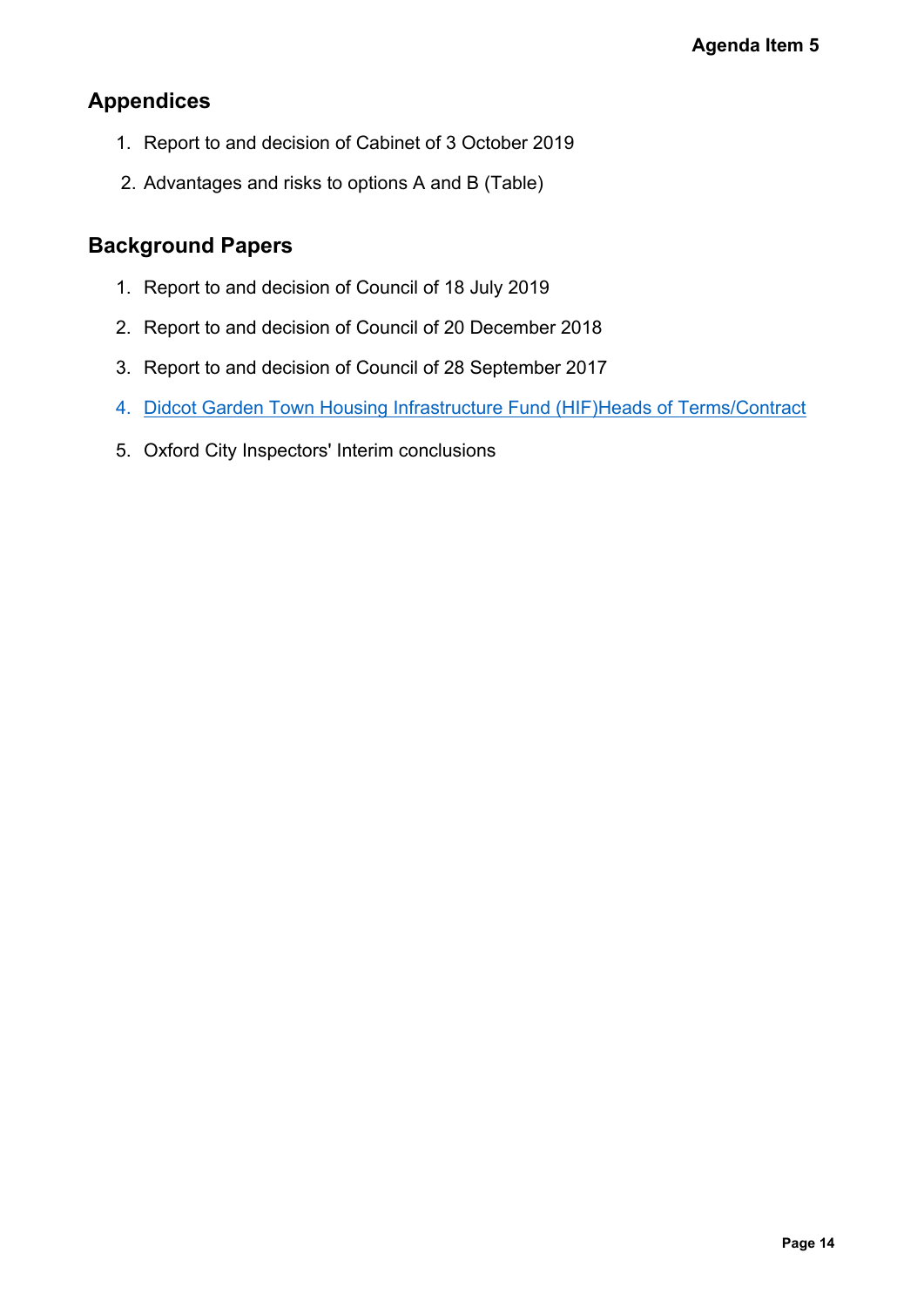## Appendices

1. Report to and decision of Cabinet of 3 October 2019
2. Advantages and risks to options A and B (Table)

## Background Papers

1. Report to and decision of Council of 18 July 2019
2. Report to and decision of Council of 20 December 2018
3. Report to and decision of Council of 28 September 2017
4. Didcot Garden Town Housing Infrastructure Fund (HIF)Heads of Terms/Contract
5. Oxford City Inspectors' Interim conclusions